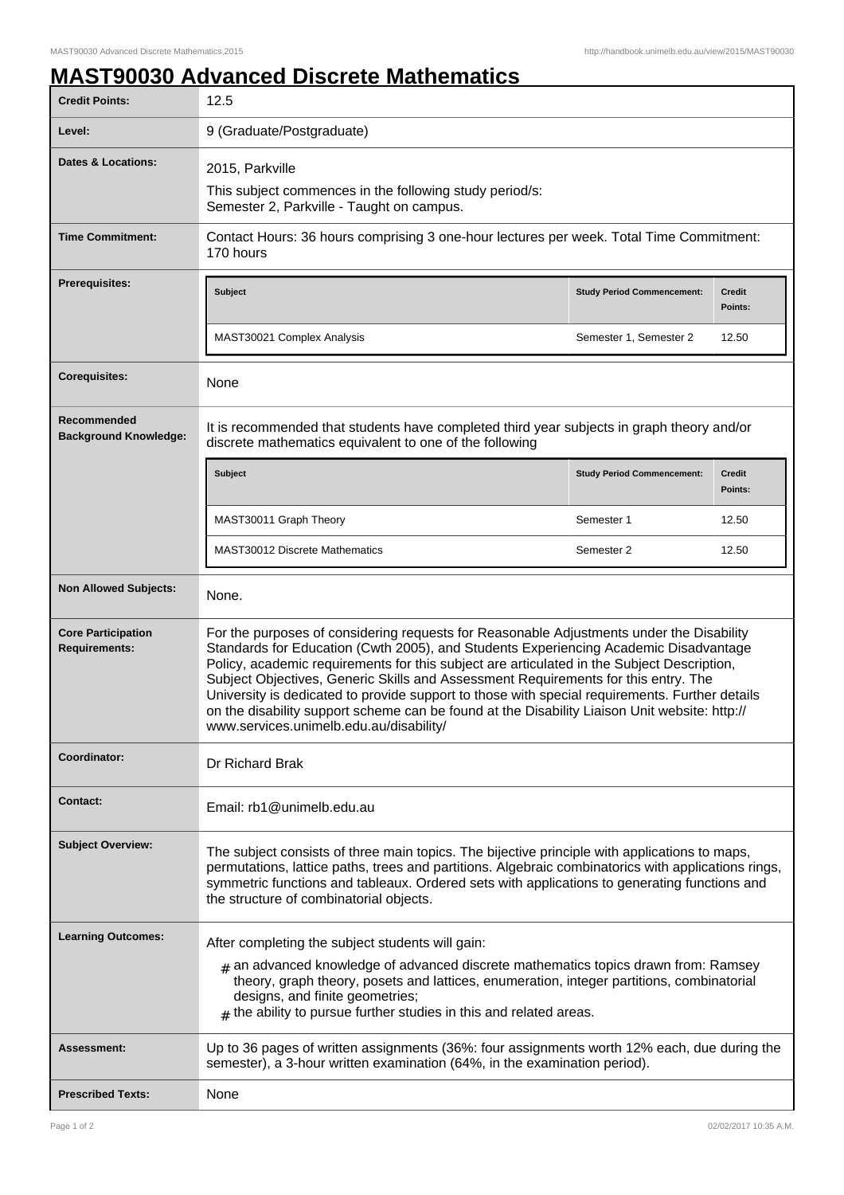# MAST90030 Advanced Discrete Mathematics

| | |
|---|---|
| **Credit Points:** | 12.5 |
| **Level:** | 9 (Graduate/Postgraduate) |
| **Dates & Locations:** | 2015, Parkville<br>This subject commences in the following study period/s:<br>Semester 2, Parkville - Taught on campus. |
| **Time Commitment:** | Contact Hours: 36 hours comprising 3 one-hour lectures per week. Total Time Commitment: 170 hours |
| **Prerequisites:** | **Subject** / **Study Period Commencement:** / **Credit Points:**<br>MAST30021 Complex Analysis / Semester 1, Semester 2 / 12.50 |
| **Corequisites:** | None |
| **Recommended Background Knowledge:** | It is recommended that students have completed third year subjects in graph theory and/or discrete mathematics equivalent to one of the following<br>**Subject** / **Study Period Commencement:** / **Credit Points:**<br>MAST30011 Graph Theory / Semester 1 / 12.50<br>MAST30012 Discrete Mathematics / Semester 2 / 12.50 |
| **Non Allowed Subjects:** | None. |
| **Core Participation Requirements:** | For the purposes of considering requests for Reasonable Adjustments under the Disability Standards for Education (Cwth 2005), and Students Experiencing Academic Disadvantage Policy, academic requirements for this subject are articulated in the Subject Description, Subject Objectives, Generic Skills and Assessment Requirements for this entry. The University is dedicated to provide support to those with special requirements. Further details on the disability support scheme can be found at the Disability Liaison Unit website: http://www.services.unimelb.edu.au/disability/ |
| **Coordinator:** | Dr Richard Brak |
| **Contact:** | Email: rb1@unimelb.edu.au |
| **Subject Overview:** | The subject consists of three main topics. The bijective principle with applications to maps, permutations, lattice paths, trees and partitions. Algebraic combinatorics with applications rings, symmetric functions and tableaux. Ordered sets with applications to generating functions and the structure of combinatorial objects. |
| **Learning Outcomes:** | After completing the subject students will gain:<br># an advanced knowledge of advanced discrete mathematics topics drawn from: Ramsey theory, graph theory, posets and lattices, enumeration, integer partitions, combinatorial designs, and finite geometries;<br># the ability to pursue further studies in this and related areas. |
| **Assessment:** | Up to 36 pages of written assignments (36%: four assignments worth 12% each, due during the semester), a 3-hour written examination (64%, in the examination period). |
| **Prescribed Texts:** | None |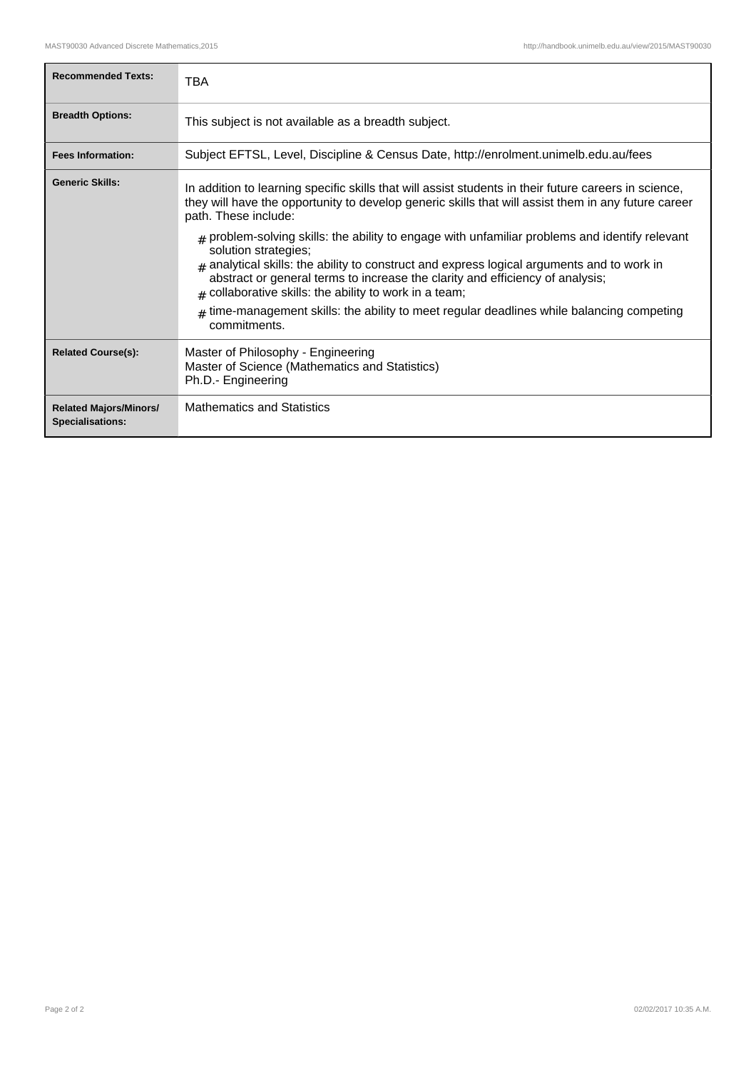| | |
|---|---|
| **Recommended Texts:** | TBA |
| **Breadth Options:** | This subject is not available as a breadth subject. |
| **Fees Information:** | Subject EFTSL, Level, Discipline & Census Date, http://enrolment.unimelb.edu.au/fees |
| **Generic Skills:** | In addition to learning specific skills that will assist students in their future careers in science, they will have the opportunity to develop generic skills that will assist them in any future career path. These include:<br># problem-solving skills: the ability to engage with unfamiliar problems and identify relevant solution strategies;<br># analytical skills: the ability to construct and express logical arguments and to work in abstract or general terms to increase the clarity and efficiency of analysis;<br># collaborative skills: the ability to work in a team;<br># time-management skills: the ability to meet regular deadlines while balancing competing commitments. |
| **Related Course(s):** | Master of Philosophy - Engineering<br>Master of Science (Mathematics and Statistics)<br>Ph.D.- Engineering |
| **Related Majors/Minors/ Specialisations:** | Mathematics and Statistics |